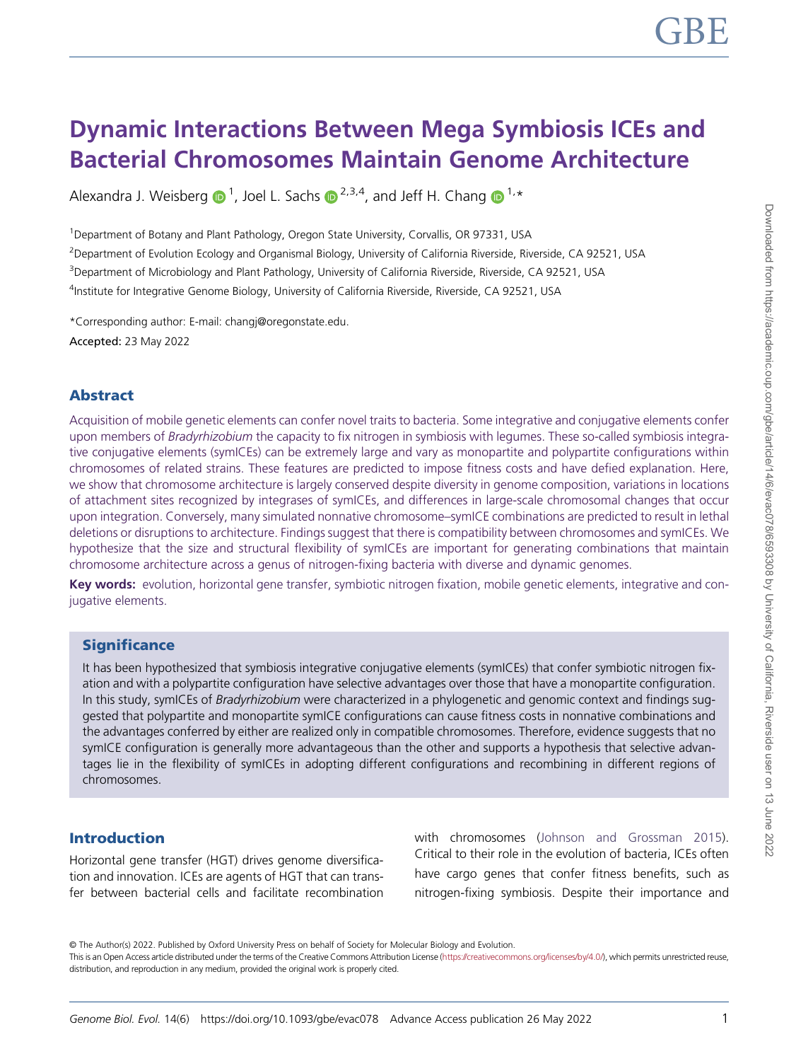# Dynamic Interactions Between Mega Symbiosis ICEs and Bacterial Chromosomes Maintain Genome Architecture

Alexandra J. Weisberg [1], Joel L. Sachs [2,3,4], and Jeff H. Chang [1,*]

[1]Department of Botany and Plant Pathology, Oregon State University, Corvallis, OR 97331, USA

[2]Department of Evolution Ecology and Organismal Biology, University of California Riverside, Riverside, CA 92521, USA

[3]Department of Microbiology and Plant Pathology, University of California Riverside, Riverside, CA 92521, USA

[4]Institute for Integrative Genome Biology, University of California Riverside, Riverside, CA 92521, USA

*Corresponding author: E-mail: changj@oregonstate.edu.

**Accepted:** 23 May 2022

## Abstract

Acquisition of mobile genetic elements can confer novel traits to bacteria. Some integrative and conjugative elements confer upon members of *Bradyrhizobium* the capacity to fix nitrogen in symbiosis with legumes. These so-called symbiosis integrative conjugative elements (symICEs) can be extremely large and vary as monopartite and polypartite configurations within chromosomes of related strains. These features are predicted to impose fitness costs and have defied explanation. Here, we show that chromosome architecture is largely conserved despite diversity in genome composition, variations in locations of attachment sites recognized by integrases of symICEs, and differences in large-scale chromosomal changes that occur upon integration. Conversely, many simulated nonnative chromosome–symICE combinations are predicted to result in lethal deletions or disruptions to architecture. Findings suggest that there is compatibility between chromosomes and symICEs. We hypothesize that the size and structural flexibility of symICEs are important for generating combinations that maintain chromosome architecture across a genus of nitrogen-fixing bacteria with diverse and dynamic genomes.

**Key words:** evolution, horizontal gene transfer, symbiotic nitrogen fixation, mobile genetic elements, integrative and conjugative elements.

## Significance

It has been hypothesized that symbiosis integrative conjugative elements (symICEs) that confer symbiotic nitrogen fixation and with a polypartite configuration have selective advantages over those that have a monopartite configuration. In this study, symICEs of *Bradyrhizobium* were characterized in a phylogenetic and genomic context and findings suggested that polypartite and monopartite symICE configurations can cause fitness costs in nonnative combinations and the advantages conferred by either are realized only in compatible chromosomes. Therefore, evidence suggests that no symICE configuration is generally more advantageous than the other and supports a hypothesis that selective advantages lie in the flexibility of symICEs in adopting different configurations and recombining in different regions of chromosomes.

## Introduction

Horizontal gene transfer (HGT) drives genome diversification and innovation. ICEs are agents of HGT that can transfer between bacterial cells and facilitate recombination with chromosomes (Johnson and Grossman 2015). Critical to their role in the evolution of bacteria, ICEs often have cargo genes that confer fitness benefits, such as nitrogen-fixing symbiosis. Despite their importance and

© The Author(s) 2022. Published by Oxford University Press on behalf of Society for Molecular Biology and Evolution.
This is an Open Access article distributed under the terms of the Creative Commons Attribution License (https://creativecommons.org/licenses/by/4.0/), which permits unrestricted reuse, distribution, and reproduction in any medium, provided the original work is properly cited.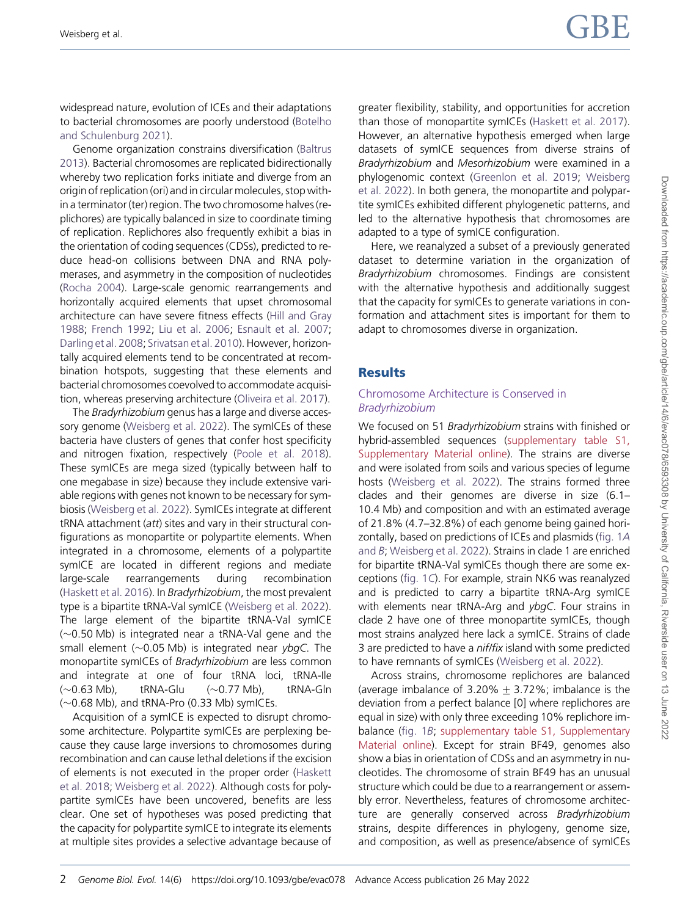widespread nature, evolution of ICEs and their adaptations to bacterial chromosomes are poorly understood (Botelho and Schulenburg 2021).

Genome organization constrains diversification (Baltrus 2013). Bacterial chromosomes are replicated bidirectionally whereby two replication forks initiate and diverge from an origin of replication (ori) and in circular molecules, stop within a terminator (ter) region. The two chromosome halves (replichores) are typically balanced in size to coordinate timing of replication. Replichores also frequently exhibit a bias in the orientation of coding sequences (CDSs), predicted to reduce head-on collisions between DNA and RNA polymerases, and asymmetry in the composition of nucleotides (Rocha 2004). Large-scale genomic rearrangements and horizontally acquired elements that upset chromosomal architecture can have severe fitness effects (Hill and Gray 1988; French 1992; Liu et al. 2006; Esnault et al. 2007; Darling et al. 2008; Srivatsan et al. 2010). However, horizontally acquired elements tend to be concentrated at recombination hotspots, suggesting that these elements and bacterial chromosomes coevolved to accommodate acquisition, whereas preserving architecture (Oliveira et al. 2017).

The *Bradyrhizobium* genus has a large and diverse accessory genome (Weisberg et al. 2022). The symICEs of these bacteria have clusters of genes that confer host specificity and nitrogen fixation, respectively (Poole et al. 2018). These symICEs are mega sized (typically between half to one megabase in size) because they include extensive variable regions with genes not known to be necessary for symbiosis (Weisberg et al. 2022). SymICEs integrate at different tRNA attachment (*att*) sites and vary in their structural configurations as monopartite or polypartite elements. When integrated in a chromosome, elements of a polypartite symICE are located in different regions and mediate large-scale rearrangements during recombination (Haskett et al. 2016). In *Bradyrhizobium*, the most prevalent type is a bipartite tRNA-Val symICE (Weisberg et al. 2022). The large element of the bipartite tRNA-Val symICE (~0.50 Mb) is integrated near a tRNA-Val gene and the small element (~0.05 Mb) is integrated near *ybgC*. The monopartite symICEs of *Bradyrhizobium* are less common and integrate at one of four tRNA loci, tRNA-Ile (~0.63 Mb), tRNA-Glu (~0.77 Mb), tRNA-Gln (~0.68 Mb), and tRNA-Pro (0.33 Mb) symICEs.

Acquisition of a symICE is expected to disrupt chromosome architecture. Polypartite symICEs are perplexing because they cause large inversions to chromosomes during recombination and can cause lethal deletions if the excision of elements is not executed in the proper order (Haskett et al. 2018; Weisberg et al. 2022). Although costs for polypartite symICEs have been uncovered, benefits are less clear. One set of hypotheses was posed predicting that the capacity for polypartite symICE to integrate its elements at multiple sites provides a selective advantage because of greater flexibility, stability, and opportunities for accretion than those of monopartite symICEs (Haskett et al. 2017). However, an alternative hypothesis emerged when large datasets of symICE sequences from diverse strains of *Bradyrhizobium* and *Mesorhizobium* were examined in a phylogenomic context (Greenlon et al. 2019; Weisberg et al. 2022). In both genera, the monopartite and polypartite symICEs exhibited different phylogenetic patterns, and led to the alternative hypothesis that chromosomes are adapted to a type of symICE configuration.

Here, we reanalyzed a subset of a previously generated dataset to determine variation in the organization of *Bradyrhizobium* chromosomes. Findings are consistent with the alternative hypothesis and additionally suggest that the capacity for symICEs to generate variations in conformation and attachment sites is important for them to adapt to chromosomes diverse in organization.

## Results

### Chromosome Architecture is Conserved in *Bradyrhizobium*

We focused on 51 *Bradyrhizobium* strains with finished or hybrid-assembled sequences (supplementary table S1, Supplementary Material online). The strains are diverse and were isolated from soils and various species of legume hosts (Weisberg et al. 2022). The strains formed three clades and their genomes are diverse in size (6.1–10.4 Mb) and composition and with an estimated average of 21.8% (4.7–32.8%) of each genome being gained horizontally, based on predictions of ICEs and plasmids (fig. 1*A* and *B*; Weisberg et al. 2022). Strains in clade 1 are enriched for bipartite tRNA-Val symICEs though there are some exceptions (fig. 1*C*). For example, strain NK6 was reanalyzed and is predicted to carry a bipartite tRNA-Arg symICE with elements near tRNA-Arg and *ybgC*. Four strains in clade 2 have one of three monopartite symICEs, though most strains analyzed here lack a symICE. Strains of clade 3 are predicted to have a *nif/fix* island with some predicted to have remnants of symICEs (Weisberg et al. 2022).

Across strains, chromosome replichores are balanced (average imbalance of 3.20% ± 3.72%; imbalance is the deviation from a perfect balance [0] where replichores are equal in size) with only three exceeding 10% replichore imbalance (fig. 1*B*; supplementary table S1, Supplementary Material online). Except for strain BF49, genomes also show a bias in orientation of CDSs and an asymmetry in nucleotides. The chromosome of strain BF49 has an unusual structure which could be due to a rearrangement or assembly error. Nevertheless, features of chromosome architecture are generally conserved across *Bradyrhizobium* strains, despite differences in phylogeny, genome size, and composition, as well as presence/absence of symICEs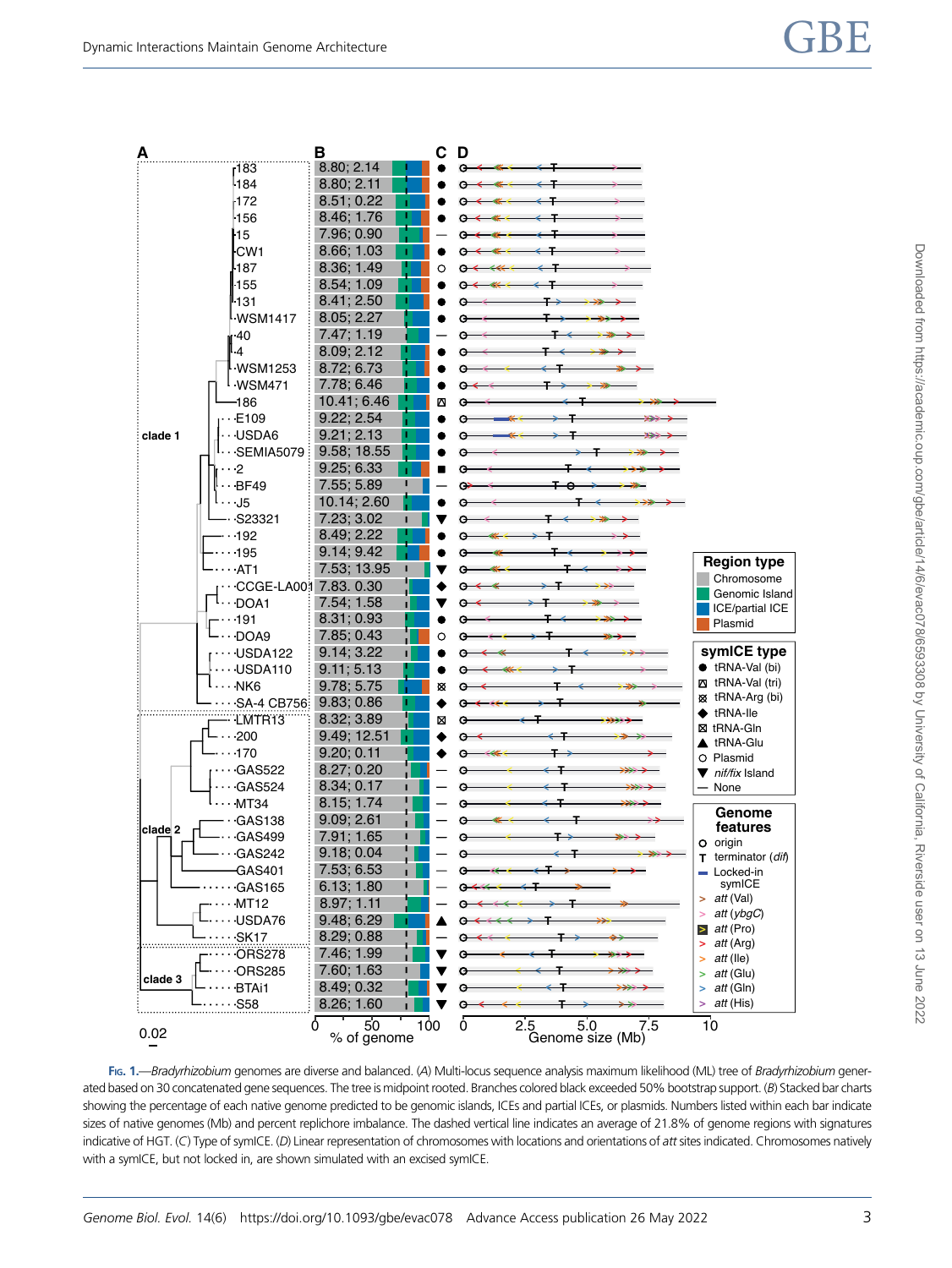Fig. 1.—*Bradyrhizobium* genomes are diverse and balanced. (*A*) Multi-locus sequence analysis maximum likelihood (ML) tree of *Bradyrhizobium* generated based on 30 concatenated gene sequences. The tree is midpoint rooted. Branches colored black exceeded 50% bootstrap support. (*B*) Stacked bar charts showing the percentage of each native genome predicted to be genomic islands, ICEs and partial ICEs, or plasmids. Numbers listed within each bar indicate sizes of native genomes (Mb) and percent replichore imbalance. The dashed vertical line indicates an average of 21.8% of genome regions with signatures indicative of HGT. (*C*) Type of symICE. (*D*) Linear representation of chromosomes with locations and orientations of *att* sites indicated. Chromosomes natively with a symICE, but not locked in, are shown simulated with an excised symICE.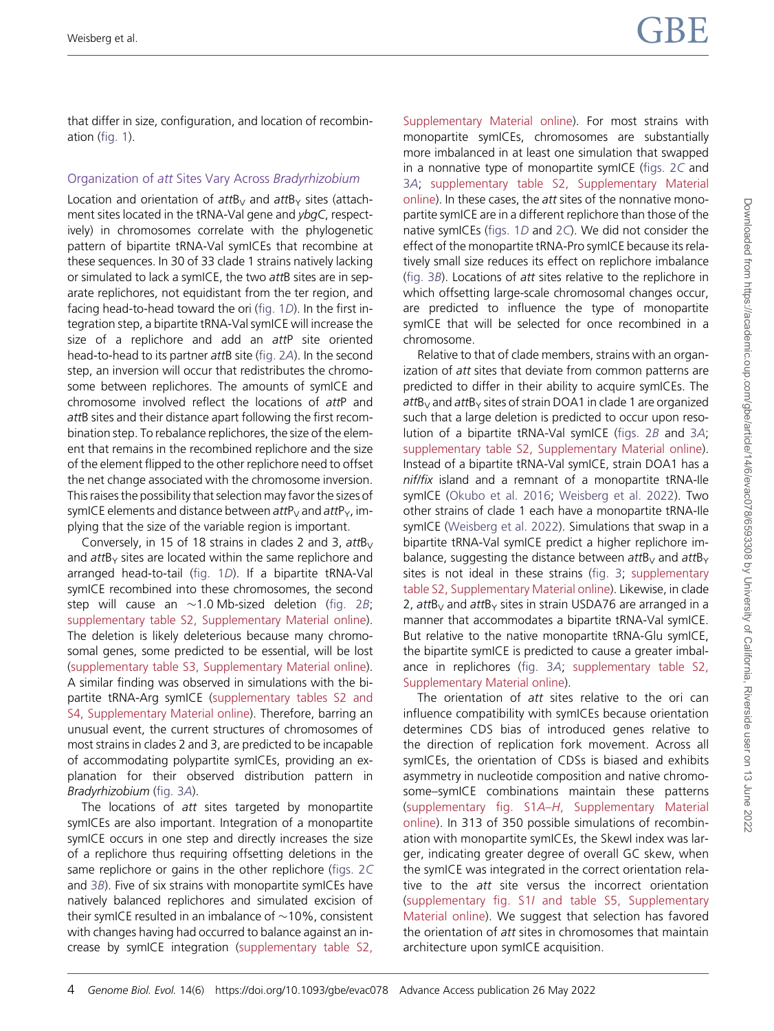that differ in size, configuration, and location of recombination (fig. 1).

### Organization of *att* Sites Vary Across *Bradyrhizobium*

Location and orientation of *att*$B_V$ and *att*$B_Y$ sites (attachment sites located in the tRNA-Val gene and *ybgC*, respectively) in chromosomes correlate with the phylogenetic pattern of bipartite tRNA-Val symICEs that recombine at these sequences. In 30 of 33 clade 1 strains natively lacking or simulated to lack a symICE, the two *att*B sites are in separate replichores, not equidistant from the ter region, and facing head-to-head toward the ori (fig. 1*D*). In the first integration step, a bipartite tRNA-Val symICE will increase the size of a replichore and add an *att*P site oriented head-to-head to its partner *att*B site (fig. 2*A*). In the second step, an inversion will occur that redistributes the chromosome between replichores. The amounts of symICE and chromosome involved reflect the locations of *att*P and *att*B sites and their distance apart following the first recombination step. To rebalance replichores, the size of the element that remains in the recombined replichore and the size of the element flipped to the other replichore need to offset the net change associated with the chromosome inversion. This raises the possibility that selection may favor the sizes of symICE elements and distance between *att*$P_V$ and *att*$P_Y$, implying that the size of the variable region is important.

Conversely, in 15 of 18 strains in clades 2 and 3, *att*$B_V$ and *att*$B_Y$ sites are located within the same replichore and arranged head-to-tail (fig. 1*D*). If a bipartite tRNA-Val symICE recombined into these chromosomes, the second step will cause an ∼1.0 Mb-sized deletion (fig. 2*B*; supplementary table S2, Supplementary Material online). The deletion is likely deleterious because many chromosomal genes, some predicted to be essential, will be lost (supplementary table S3, Supplementary Material online). A similar finding was observed in simulations with the bipartite tRNA-Arg symICE (supplementary tables S2 and S4, Supplementary Material online). Therefore, barring an unusual event, the current structures of chromosomes of most strains in clades 2 and 3, are predicted to be incapable of accommodating polypartite symICEs, providing an explanation for their observed distribution pattern in *Bradyrhizobium* (fig. 3*A*).

The locations of *att* sites targeted by monopartite symICEs are also important. Integration of a monopartite symICE occurs in one step and directly increases the size of a replichore thus requiring offsetting deletions in the same replichore or gains in the other replichore (figs. 2*C* and 3*B*). Five of six strains with monopartite symICEs have natively balanced replichores and simulated excision of their symICE resulted in an imbalance of ∼10%, consistent with changes having had occurred to balance against an increase by symICE integration (supplementary table S2, Supplementary Material online). For most strains with monopartite symICEs, chromosomes are substantially more imbalanced in at least one simulation that swapped in a nonnative type of monopartite symICE (figs. 2*C* and 3*A*; supplementary table S2, Supplementary Material online). In these cases, the *att* sites of the nonnative monopartite symICE are in a different replichore than those of the native symICEs (figs. 1*D* and 2*C*). We did not consider the effect of the monopartite tRNA-Pro symICE because its relatively small size reduces its effect on replichore imbalance (fig. 3*B*). Locations of *att* sites relative to the replichore in which offsetting large-scale chromosomal changes occur, are predicted to influence the type of monopartite symICE that will be selected for once recombined in a chromosome.

Relative to that of clade members, strains with an organization of *att* sites that deviate from common patterns are predicted to differ in their ability to acquire symICEs. The *att*$B_V$ and *att*$B_Y$ sites of strain DOA1 in clade 1 are organized such that a large deletion is predicted to occur upon resolution of a bipartite tRNA-Val symICE (figs. 2*B* and 3*A*; supplementary table S2, Supplementary Material online). Instead of a bipartite tRNA-Val symICE, strain DOA1 has a *nif/fix* island and a remnant of a monopartite tRNA-Ile symICE (Okubo et al. 2016; Weisberg et al. 2022). Two other strains of clade 1 each have a monopartite tRNA-Ile symICE (Weisberg et al. 2022). Simulations that swap in a bipartite tRNA-Val symICE predict a higher replichore imbalance, suggesting the distance between *att*$B_V$ and *att*$B_Y$ sites is not ideal in these strains (fig. 3; supplementary table S2, Supplementary Material online). Likewise, in clade 2, *att*$B_V$ and *att*$B_Y$ sites in strain USDA76 are arranged in a manner that accommodates a bipartite tRNA-Val symICE. But relative to the native monopartite tRNA-Glu symICE, the bipartite symICE is predicted to cause a greater imbalance in replichores (fig. 3*A*; supplementary table S2, Supplementary Material online).

The orientation of *att* sites relative to the ori can influence compatibility with symICEs because orientation determines CDS bias of introduced genes relative to the direction of replication fork movement. Across all symICEs, the orientation of CDSs is biased and exhibits asymmetry in nucleotide composition and native chromosome–symICE combinations maintain these patterns (supplementary fig. S1*A–H*, Supplementary Material online). In 313 of 350 possible simulations of recombination with monopartite symICEs, the SkewI index was larger, indicating greater degree of overall GC skew, when the symICE was integrated in the correct orientation relative to the *att* site versus the incorrect orientation (supplementary fig. S1*I* and table S5, Supplementary Material online). We suggest that selection has favored the orientation of *att* sites in chromosomes that maintain architecture upon symICE acquisition.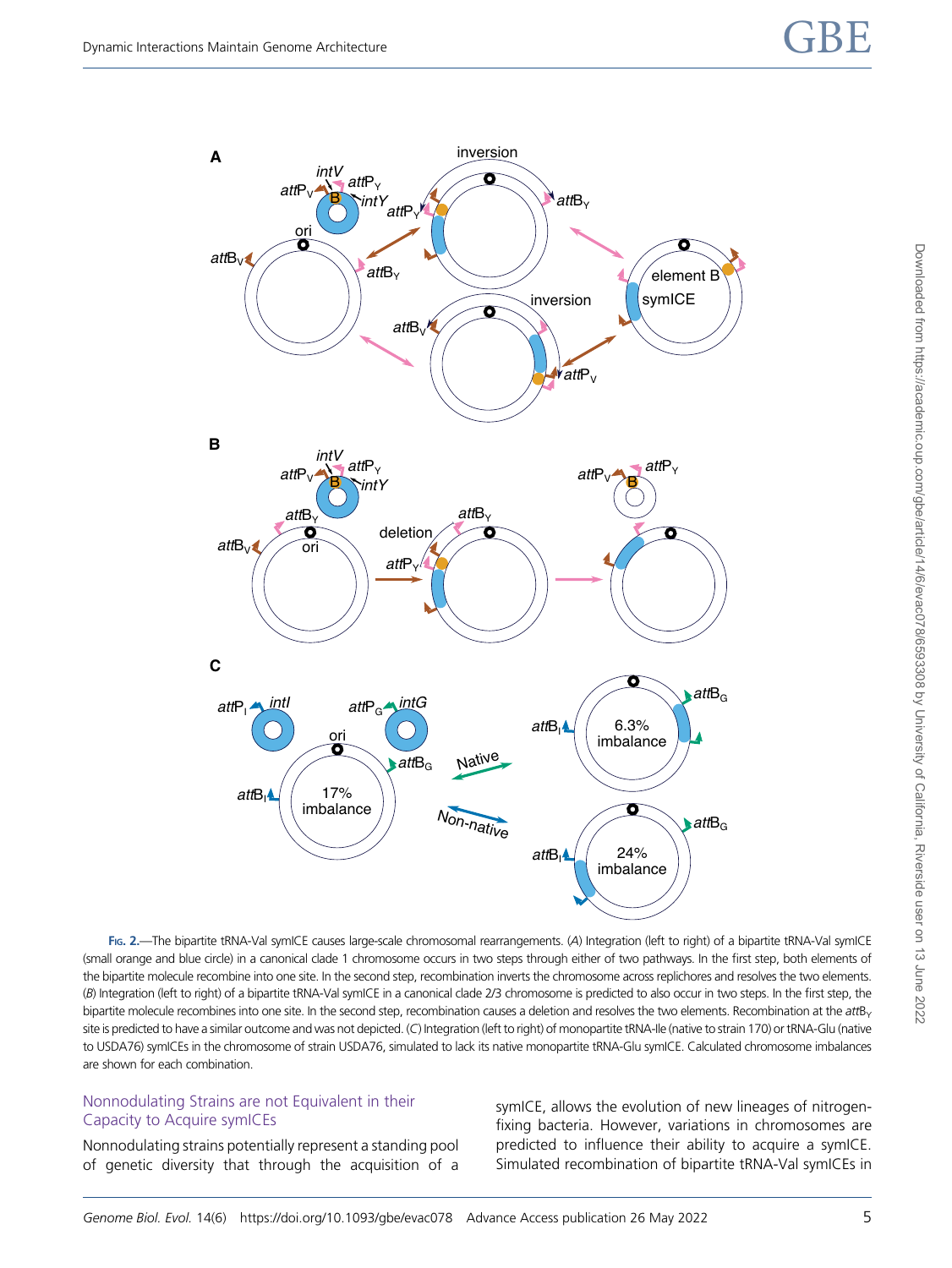**Fig. 2.**—The bipartite tRNA-Val symICE causes large-scale chromosomal rearrangements. (*A*) Integration (left to right) of a bipartite tRNA-Val symICE (small orange and blue circle) in a canonical clade 1 chromosome occurs in two steps through either of two pathways. In the first step, both elements of the bipartite molecule recombine into one site. In the second step, recombination inverts the chromosome across replichores and resolves the two elements. (*B*) Integration (left to right) of a bipartite tRNA-Val symICE in a canonical clade 2/3 chromosome is predicted to also occur in two steps. In the first step, the bipartite molecule recombines into one site. In the second step, recombination causes a deletion and resolves the two elements. Recombination at the *att*B$_Y$ site is predicted to have a similar outcome and was not depicted. (*C*) Integration (left to right) of monopartite tRNA-Ile (native to strain 170) or tRNA-Glu (native to USDA76) symICEs in the chromosome of strain USDA76, simulated to lack its native monopartite tRNA-Glu symICE. Calculated chromosome imbalances are shown for each combination.

## Nonnodulating Strains are not Equivalent in their Capacity to Acquire symICEs

Nonnodulating strains potentially represent a standing pool of genetic diversity that through the acquisition of a symICE, allows the evolution of new lineages of nitrogen-fixing bacteria. However, variations in chromosomes are predicted to influence their ability to acquire a symICE. Simulated recombination of bipartite tRNA-Val symICEs in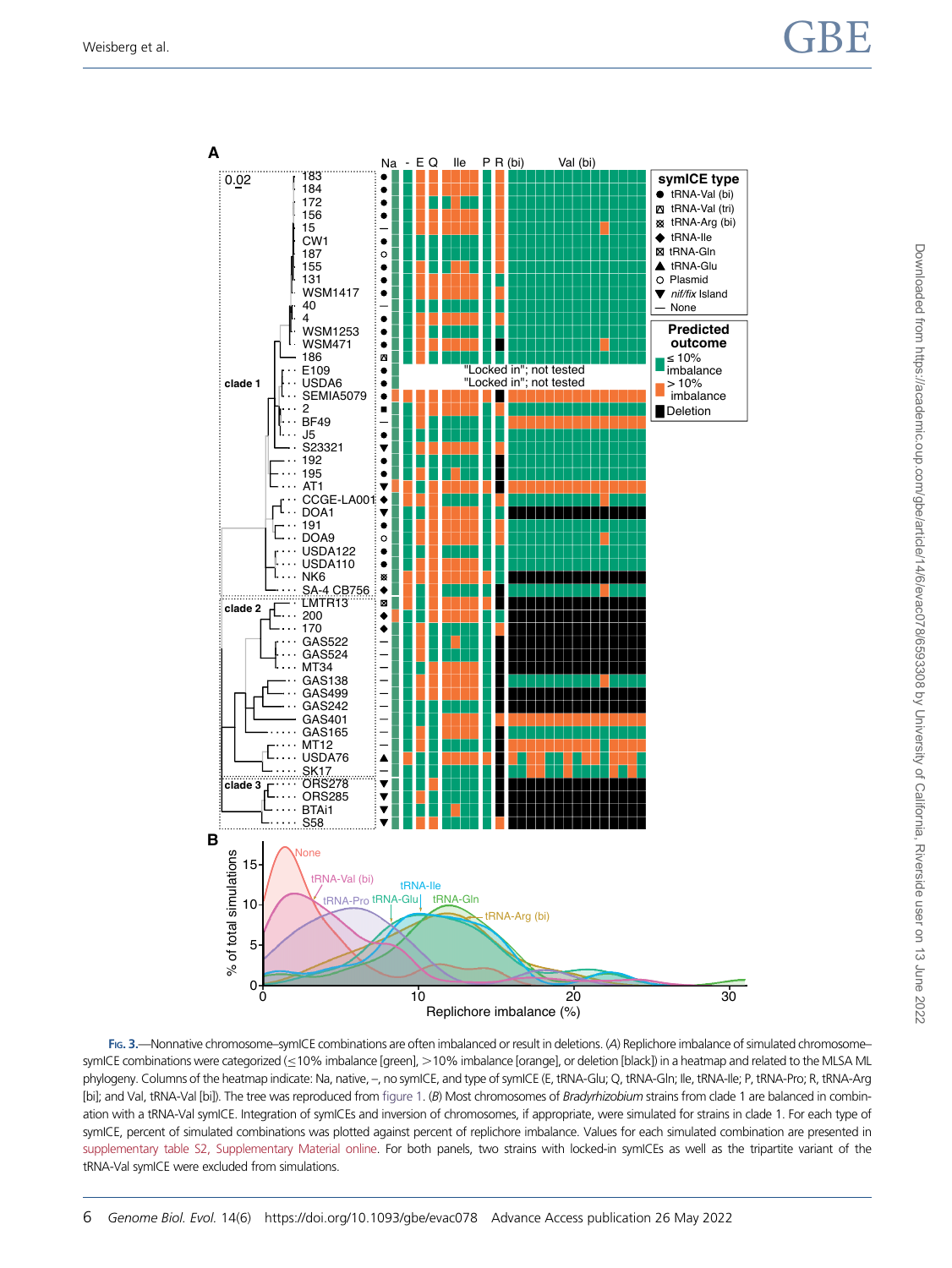Fig. 3.—Nonnative chromosome–symICE combinations are often imbalanced or result in deletions. (*A*) Replichore imbalance of simulated chromosome–symICE combinations were categorized (≤10% imbalance [green], >10% imbalance [orange], or deletion [black]) in a heatmap and related to the MLSA ML phylogeny. Columns of the heatmap indicate: Na, native, –, no symICE, and type of symICE (E, tRNA-Glu; Q, tRNA-Gln; Ile, tRNA-Ile; P, tRNA-Pro; R, tRNA-Arg [bi]; and Val, tRNA-Val [bi]). The tree was reproduced from figure 1. (*B*) Most chromosomes of *Bradyrhizobium* strains from clade 1 are balanced in combination with a tRNA-Val symICE. Integration of symICEs and inversion of chromosomes, if appropriate, were simulated for strains in clade 1. For each type of symICE, percent of simulated combinations was plotted against percent of replichore imbalance. Values for each simulated combination are presented in supplementary table S2, Supplementary Material online. For both panels, two strains with locked-in symICEs as well as the tripartite variant of the tRNA-Val symICE were excluded from simulations.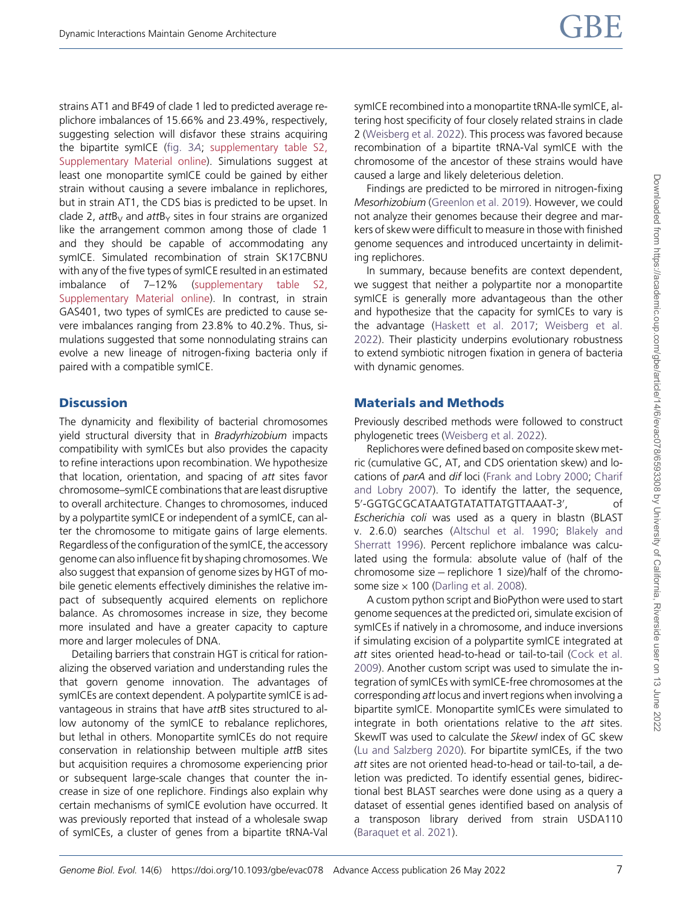strains AT1 and BF49 of clade 1 led to predicted average replichore imbalances of 15.66% and 23.49%, respectively, suggesting selection will disfavor these strains acquiring the bipartite symICE (fig. 3*A*; supplementary table S2, Supplementary Material online). Simulations suggest at least one monopartite symICE could be gained by either strain without causing a severe imbalance in replichores, but in strain AT1, the CDS bias is predicted to be upset. In clade 2, *att*$B_V$ and *att*$B_Y$ sites in four strains are organized like the arrangement common among those of clade 1 and they should be capable of accommodating any symICE. Simulated recombination of strain SK17CBNU with any of the five types of symICE resulted in an estimated imbalance of 7–12% (supplementary table S2, Supplementary Material online). In contrast, in strain GAS401, two types of symICEs are predicted to cause severe imbalances ranging from 23.8% to 40.2%. Thus, simulations suggested that some nonnodulating strains can evolve a new lineage of nitrogen-fixing bacteria only if paired with a compatible symICE.

## Discussion

The dynamicity and flexibility of bacterial chromosomes yield structural diversity that in *Bradyrhizobium* impacts compatibility with symICEs but also provides the capacity to refine interactions upon recombination. We hypothesize that location, orientation, and spacing of *att* sites favor chromosome–symICE combinations that are least disruptive to overall architecture. Changes to chromosomes, induced by a polypartite symICE or independent of a symICE, can alter the chromosome to mitigate gains of large elements. Regardless of the configuration of the symICE, the accessory genome can also influence fit by shaping chromosomes. We also suggest that expansion of genome sizes by HGT of mobile genetic elements effectively diminishes the relative impact of subsequently acquired elements on replichore balance. As chromosomes increase in size, they become more insulated and have a greater capacity to capture more and larger molecules of DNA.

Detailing barriers that constrain HGT is critical for rationalizing the observed variation and understanding rules the that govern genome innovation. The advantages of symICEs are context dependent. A polypartite symICE is advantageous in strains that have *att*B sites structured to allow autonomy of the symICE to rebalance replichores, but lethal in others. Monopartite symICEs do not require conservation in relationship between multiple *att*B sites but acquisition requires a chromosome experiencing prior or subsequent large-scale changes that counter the increase in size of one replichore. Findings also explain why certain mechanisms of symICE evolution have occurred. It was previously reported that instead of a wholesale swap of symICEs, a cluster of genes from a bipartite tRNA-Val symICE recombined into a monopartite tRNA-Ile symICE, altering host specificity of four closely related strains in clade 2 (Weisberg et al. 2022). This process was favored because recombination of a bipartite tRNA-Val symICE with the chromosome of the ancestor of these strains would have caused a large and likely deleterious deletion.

Findings are predicted to be mirrored in nitrogen-fixing *Mesorhizobium* (Greenlon et al. 2019). However, we could not analyze their genomes because their degree and markers of skew were difficult to measure in those with finished genome sequences and introduced uncertainty in delimiting replichores.

In summary, because benefits are context dependent, we suggest that neither a polypartite nor a monopartite symICE is generally more advantageous than the other and hypothesize that the capacity for symICEs to vary is the advantage (Haskett et al. 2017; Weisberg et al. 2022). Their plasticity underpins evolutionary robustness to extend symbiotic nitrogen fixation in genera of bacteria with dynamic genomes.

## Materials and Methods

Previously described methods were followed to construct phylogenetic trees (Weisberg et al. 2022).

Replichores were defined based on composite skew metric (cumulative GC, AT, and CDS orientation skew) and locations of *parA* and *dif* loci (Frank and Lobry 2000; Charif and Lobry 2007). To identify the latter, the sequence, 5′-GGTGCGCATAATGTATATTATGTTAAAT-3′, of *Escherichia coli* was used as a query in blastn (BLAST v. 2.6.0) searches (Altschul et al. 1990; Blakely and Sherratt 1996). Percent replichore imbalance was calculated using the formula: absolute value of (half of the chromosome size − replichore 1 size)/half of the chromosome size × 100 (Darling et al. 2008).

A custom python script and BioPython were used to start genome sequences at the predicted ori, simulate excision of symICEs if natively in a chromosome, and induce inversions if simulating excision of a polypartite symICE integrated at *att* sites oriented head-to-head or tail-to-tail (Cock et al. 2009). Another custom script was used to simulate the integration of symICEs with symICE-free chromosomes at the corresponding *att* locus and invert regions when involving a bipartite symICE. Monopartite symICEs were simulated to integrate in both orientations relative to the *att* sites. SkewIT was used to calculate the *SkewI* index of GC skew (Lu and Salzberg 2020). For bipartite symICEs, if the two *att* sites are not oriented head-to-head or tail-to-tail, a deletion was predicted. To identify essential genes, bidirectional best BLAST searches were done using as a query a dataset of essential genes identified based on analysis of a transposon library derived from strain USDA110 (Baraquet et al. 2021).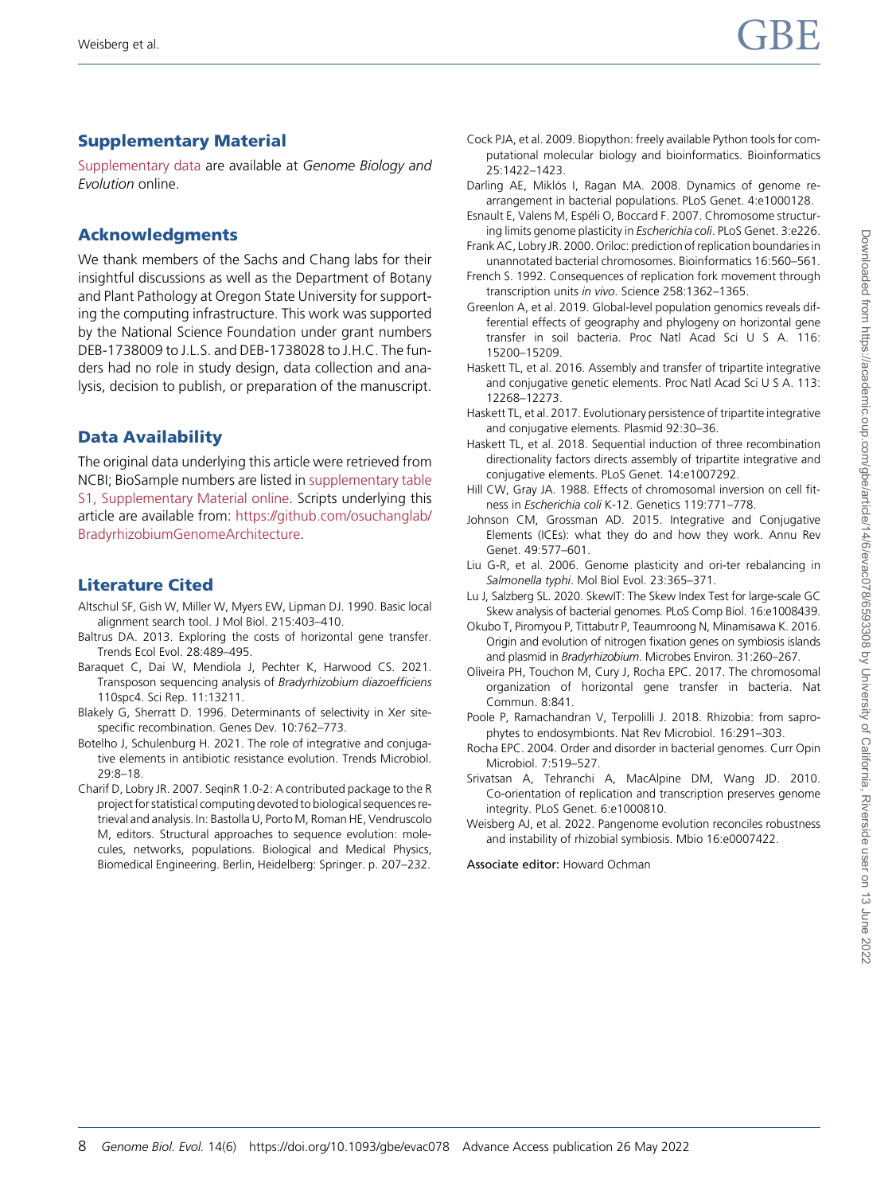## Supplementary Material

Supplementary data are available at *Genome Biology and Evolution* online.

## Acknowledgments

We thank members of the Sachs and Chang labs for their insightful discussions as well as the Department of Botany and Plant Pathology at Oregon State University for supporting the computing infrastructure. This work was supported by the National Science Foundation under grant numbers DEB-1738009 to J.L.S. and DEB-1738028 to J.H.C. The funders had no role in study design, data collection and analysis, decision to publish, or preparation of the manuscript.

## Data Availability

The original data underlying this article were retrieved from NCBI; BioSample numbers are listed in supplementary table S1, Supplementary Material online. Scripts underlying this article are available from: https://github.com/osuchanglab/BradyrhizobiumGenomeArchitecture.

## Literature Cited

Altschul SF, Gish W, Miller W, Myers EW, Lipman DJ. 1990. Basic local alignment search tool. J Mol Biol. 215:403–410.

Baltrus DA. 2013. Exploring the costs of horizontal gene transfer. Trends Ecol Evol. 28:489–495.

Baraquet C, Dai W, Mendiola J, Pechter K, Harwood CS. 2021. Transposon sequencing analysis of *Bradyrhizobium diazoefficiens* 110spc4. Sci Rep. 11:13211.

Blakely G, Sherratt D. 1996. Determinants of selectivity in Xer site-specific recombination. Genes Dev. 10:762–773.

Botelho J, Schulenburg H. 2021. The role of integrative and conjugative elements in antibiotic resistance evolution. Trends Microbiol. 29:8–18.

Charif D, Lobry JR. 2007. SeqinR 1.0-2: A contributed package to the R project for statistical computing devoted to biological sequences retrieval and analysis. In: Bastolla U, Porto M, Roman HE, Vendruscolo M, editors. Structural approaches to sequence evolution: molecules, networks, populations. Biological and Medical Physics, Biomedical Engineering. Berlin, Heidelberg: Springer. p. 207–232.

Cock PJA, et al. 2009. Biopython: freely available Python tools for computational molecular biology and bioinformatics. Bioinformatics 25:1422–1423.

Darling AE, Miklós I, Ragan MA. 2008. Dynamics of genome rearrangement in bacterial populations. PLoS Genet. 4:e1000128.

Esnault E, Valens M, Espéli O, Boccard F. 2007. Chromosome structuring limits genome plasticity in *Escherichia coli*. PLoS Genet. 3:e226.

Frank AC, Lobry JR. 2000. Oriloc: prediction of replication boundaries in unannotated bacterial chromosomes. Bioinformatics 16:560–561.

French S. 1992. Consequences of replication fork movement through transcription units *in vivo*. Science 258:1362–1365.

Greenlon A, et al. 2019. Global-level population genomics reveals differential effects of geography and phylogeny on horizontal gene transfer in soil bacteria. Proc Natl Acad Sci U S A. 116: 15200–15209.

Haskett TL, et al. 2016. Assembly and transfer of tripartite integrative and conjugative genetic elements. Proc Natl Acad Sci U S A. 113: 12268–12273.

Haskett TL, et al. 2017. Evolutionary persistence of tripartite integrative and conjugative elements. Plasmid 92:30–36.

Haskett TL, et al. 2018. Sequential induction of three recombination directionality factors directs assembly of tripartite integrative and conjugative elements. PLoS Genet. 14:e1007292.

Hill CW, Gray JA. 1988. Effects of chromosomal inversion on cell fitness in *Escherichia coli* K-12. Genetics 119:771–778.

Johnson CM, Grossman AD. 2015. Integrative and Conjugative Elements (ICEs): what they do and how they work. Annu Rev Genet. 49:577–601.

Liu G-R, et al. 2006. Genome plasticity and ori-ter rebalancing in *Salmonella typhi*. Mol Biol Evol. 23:365–371.

Lu J, Salzberg SL. 2020. SkewIT: The Skew Index Test for large-scale GC Skew analysis of bacterial genomes. PLoS Comp Biol. 16:e1008439.

Okubo T, Piromyou P, Tittabutr P, Teaumroong N, Minamisawa K. 2016. Origin and evolution of nitrogen fixation genes on symbiosis islands and plasmid in *Bradyrhizobium*. Microbes Environ. 31:260–267.

Oliveira PH, Touchon M, Cury J, Rocha EPC. 2017. The chromosomal organization of horizontal gene transfer in bacteria. Nat Commun. 8:841.

Poole P, Ramachandran V, Terpolilli J. 2018. Rhizobia: from saprophytes to endosymbionts. Nat Rev Microbiol. 16:291–303.

Rocha EPC. 2004. Order and disorder in bacterial genomes. Curr Opin Microbiol. 7:519–527.

Srivatsan A, Tehranchi A, MacAlpine DM, Wang JD. 2010. Co-orientation of replication and transcription preserves genome integrity. PLoS Genet. 6:e1000810.

Weisberg AJ, et al. 2022. Pangenome evolution reconciles robustness and instability of rhizobial symbiosis. Mbio 16:e0007422.

**Associate editor:** Howard Ochman